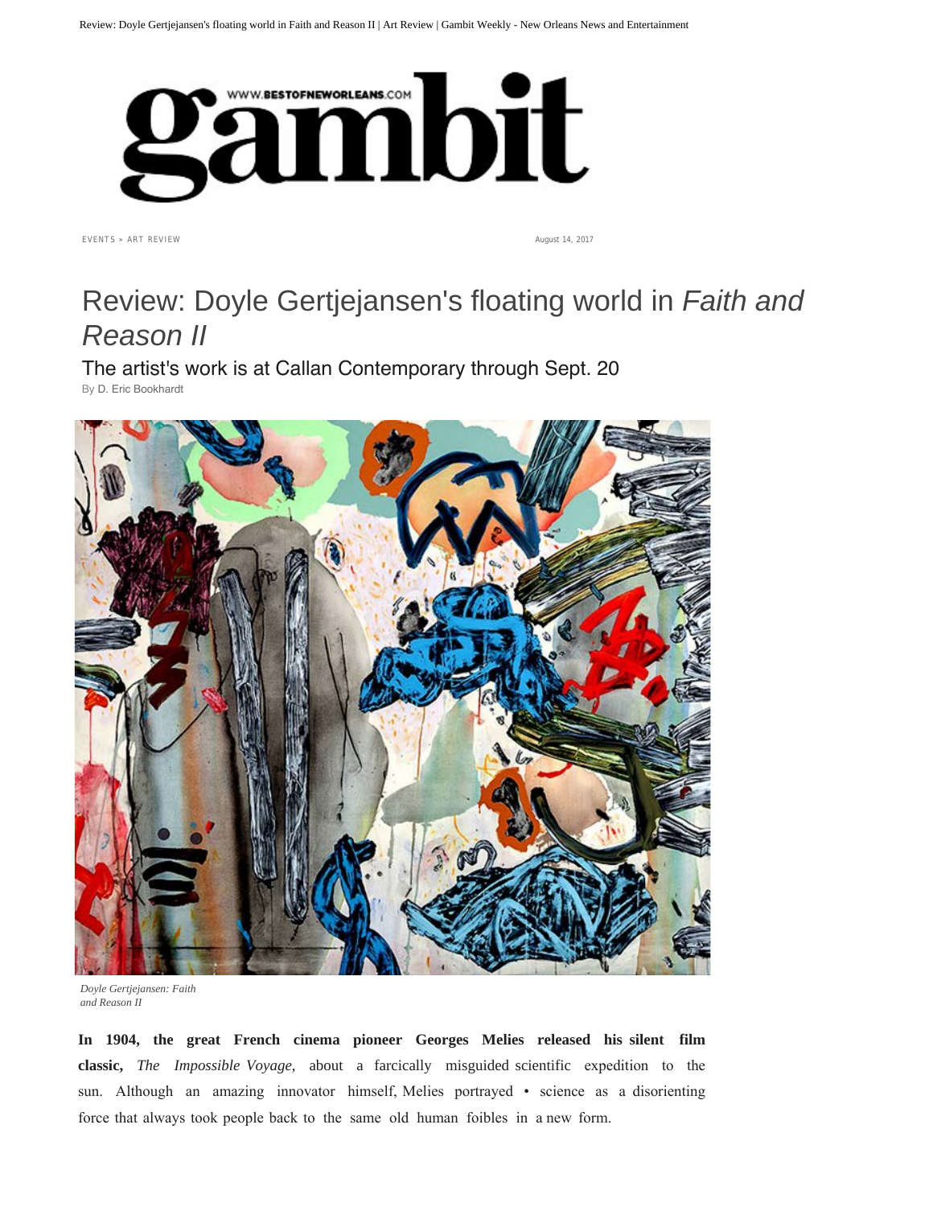EVENTS » ART REVIEW

August 14, 2017

# Review: Doyle Gertjejansen's floating world in *Faith and Reason II*

## The artist's work is at Callan Contemporary through Sept. 20

By D. Eric Bookhardt

*Doyle Gertjejansen: Faith and Reason II*

**In 1904, the great French cinema pioneer Georges Melies released his silent film classic,** *The Impossible Voyage*, about a farcically misguided scientific expedition to the sun. Although an amazing innovator himself, Melies portrayed • science as a disorienting force that always took people back to the same old human foibles in a new form.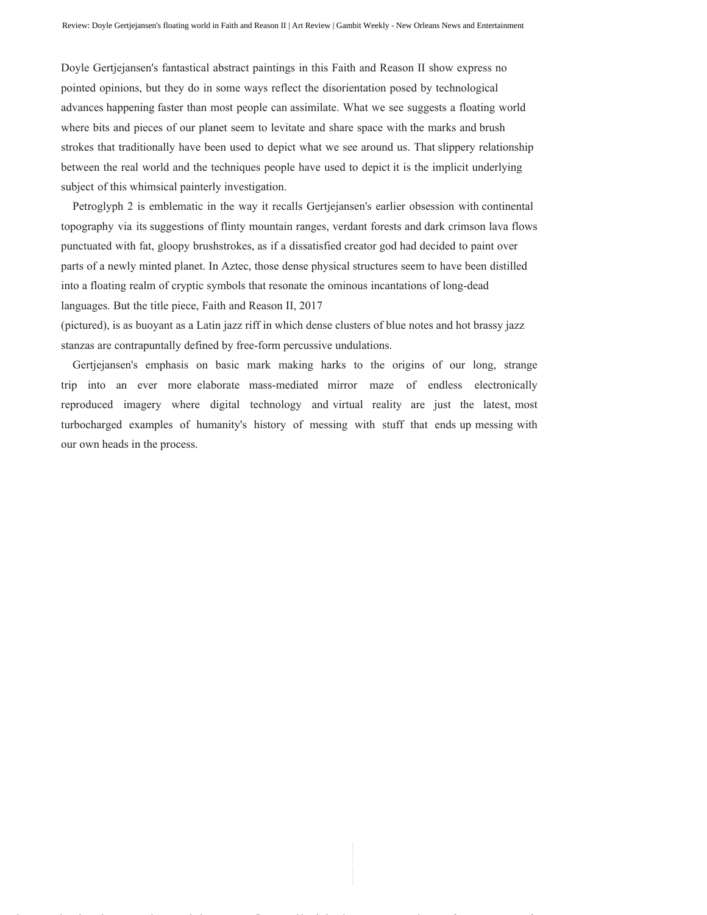Doyle Gertjejansen's fantastical abstract paintings in this Faith and Reason II show express no pointed opinions, but they do in some ways reflect the disorientation posed by technological advances happening faster than most people can assimilate. What we see suggests a floating world where bits and pieces of our planet seem to levitate and share space with the marks and brush strokes that traditionally have been used to depict what we see around us. That slippery relationship between the real world and the techniques people have used to depict it is the implicit underlying subject of this whimsical painterly investigation.

Petroglyph 2 is emblematic in the way it recalls Gertjejansen's earlier obsession with continental topography via its suggestions of flinty mountain ranges, verdant forests and dark crimson lava flows punctuated with fat, gloopy brushstrokes, as if a dissatisfied creator god had decided to paint over parts of a newly minted planet. In Aztec, those dense physical structures seem to have been distilled into a floating realm of cryptic symbols that resonate the ominous incantations of long-dead languages. But the title piece, Faith and Reason II, 2017 (pictured), is as buoyant as a Latin jazz riff in which dense clusters of blue notes and hot brassy jazz stanzas are contrapuntally defined by free-form percussive undulations.

Gertjejansen's emphasis on basic mark making harks to the origins of our long, strange trip into an ever more elaborate mass-mediated mirror maze of endless electronically reproduced imagery where digital technology and virtual reality are just the latest, most turbocharged examples of humanity's history of messing with stuff that ends up messing with our own heads in the process.